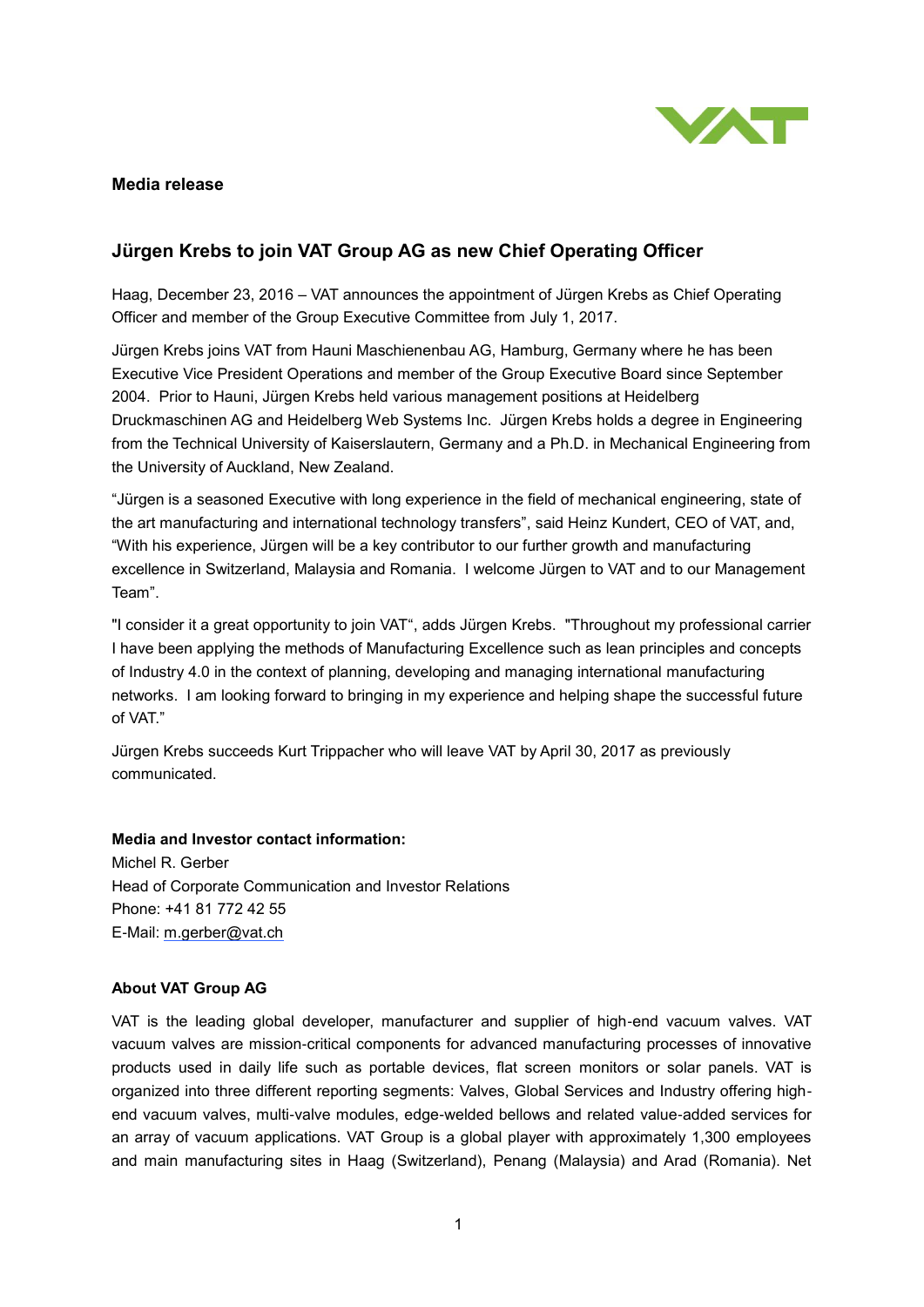**Media release**

## Jürgen Krebs to join VAT Group AG as new Chief Operating Officer

Haag, December 23, 2016 – VAT announces the appointment of Jürgen Krebs as Chief Operating Officer and member of the Group Executive Committee from July 1, 2017.

Jürgen Krebs joins VAT from Hauni Maschienenbau AG, Hamburg, Germany where he has been Executive Vice President Operations and member of the Group Executive Board since September 2004. Prior to Hauni, Jürgen Krebs held various management positions at Heidelberg Druckmaschinen AG and Heidelberg Web Systems Inc. Jürgen Krebs holds a degree in Engineering from the Technical University of Kaiserslautern, Germany and a Ph.D. in Mechanical Engineering from the University of Auckland, New Zealand.

"Jürgen is a seasoned Executive with long experience in the field of mechanical engineering, state of the art manufacturing and international technology transfers", said Heinz Kundert, CEO of VAT, and, "With his experience, Jürgen will be a key contributor to our further growth and manufacturing excellence in Switzerland, Malaysia and Romania. I welcome Jürgen to VAT and to our Management Team".

"I consider it a great opportunity to join VAT", adds Jürgen Krebs. "Throughout my professional carrier I have been applying the methods of Manufacturing Excellence such as lean principles and concepts of Industry 4.0 in the context of planning, developing and managing international manufacturing networks. I am looking forward to bringing in my experience and helping shape the successful future of VAT."

Jürgen Krebs succeeds Kurt Trippacher who will leave VAT by April 30, 2017 as previously communicated.

**Media and Investor contact information:**
Michel R. Gerber
Head of Corporate Communication and Investor Relations
Phone: +41 81 772 42 55
E-Mail: m.gerber@vat.ch

**About VAT Group AG**

VAT is the leading global developer, manufacturer and supplier of high-end vacuum valves. VAT vacuum valves are mission-critical components for advanced manufacturing processes of innovative products used in daily life such as portable devices, flat screen monitors or solar panels. VAT is organized into three different reporting segments: Valves, Global Services and Industry offering high-end vacuum valves, multi-valve modules, edge-welded bellows and related value-added services for an array of vacuum applications. VAT Group is a global player with approximately 1,300 employees and main manufacturing sites in Haag (Switzerland), Penang (Malaysia) and Arad (Romania). Net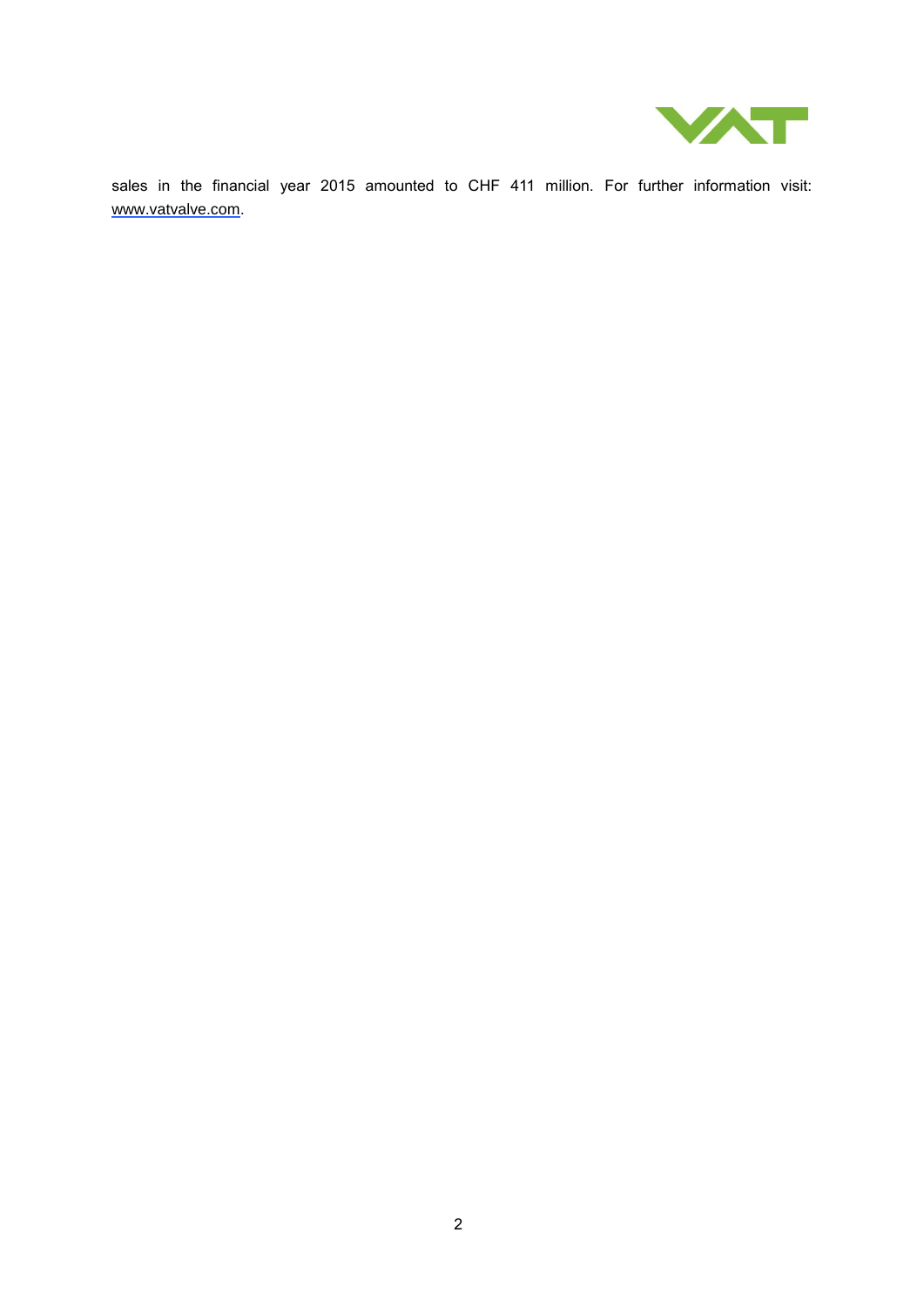sales in the financial year 2015 amounted to CHF 411 million. For further information visit: www.vatvalve.com.